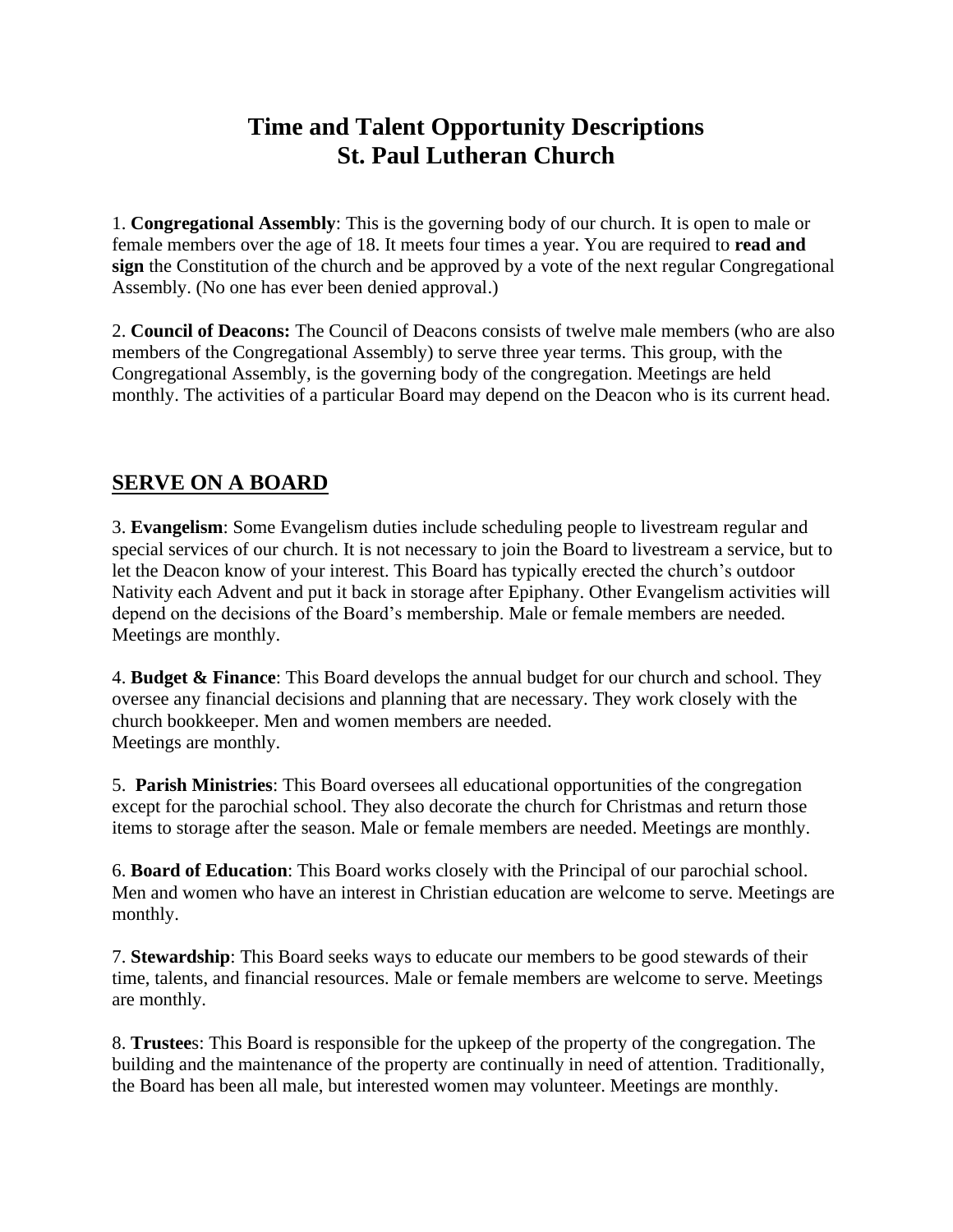# Time and Talent Opportunity Descriptions
# St. Paul Lutheran Church

1. **Congregational Assembly**: This is the governing body of our church. It is open to male or female members over the age of 18. It meets four times a year. You are required to **read and sign** the Constitution of the church and be approved by a vote of the next regular Congregational Assembly. (No one has ever been denied approval.)

2. **Council of Deacons:** The Council of Deacons consists of twelve male members (who are also members of the Congregational Assembly) to serve three year terms. This group, with the Congregational Assembly, is the governing body of the congregation. Meetings are held monthly. The activities of a particular Board may depend on the Deacon who is its current head.

## SERVE ON A BOARD

3. **Evangelism**: Some Evangelism duties include scheduling people to livestream regular and special services of our church. It is not necessary to join the Board to livestream a service, but to let the Deacon know of your interest. This Board has typically erected the church's outdoor Nativity each Advent and put it back in storage after Epiphany. Other Evangelism activities will depend on the decisions of the Board's membership. Male or female members are needed. Meetings are monthly.

4. **Budget & Finance**: This Board develops the annual budget for our church and school. They oversee any financial decisions and planning that are necessary. They work closely with the church bookkeeper. Men and women members are needed.
Meetings are monthly.

5. **Parish Ministries**: This Board oversees all educational opportunities of the congregation except for the parochial school. They also decorate the church for Christmas and return those items to storage after the season. Male or female members are needed. Meetings are monthly.

6. **Board of Education**: This Board works closely with the Principal of our parochial school. Men and women who have an interest in Christian education are welcome to serve. Meetings are monthly.

7. **Stewardship**: This Board seeks ways to educate our members to be good stewards of their time, talents, and financial resources. Male or female members are welcome to serve. Meetings are monthly.

8. **Trustees**: This Board is responsible for the upkeep of the property of the congregation. The building and the maintenance of the property are continually in need of attention. Traditionally, the Board has been all male, but interested women may volunteer. Meetings are monthly.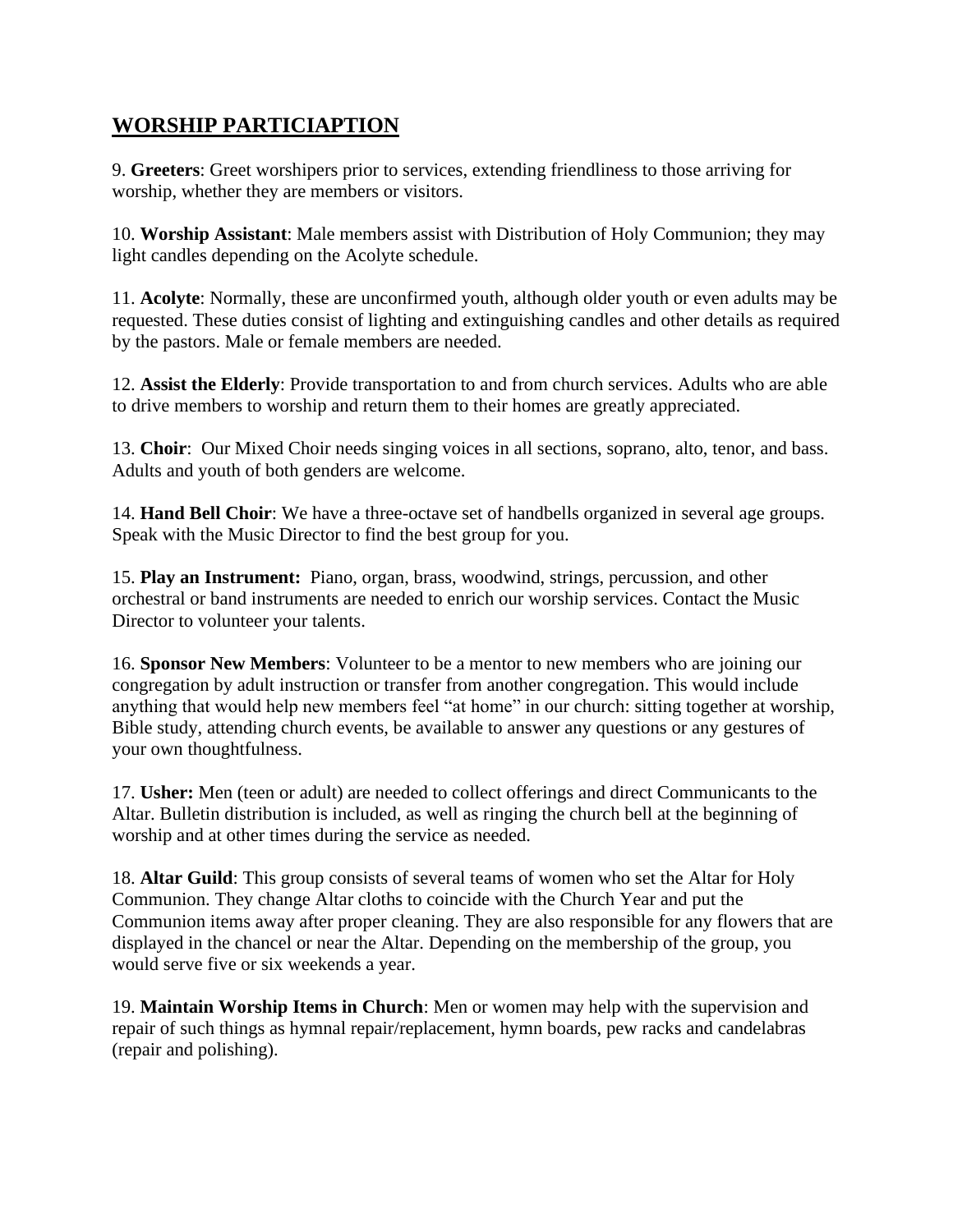## WORSHIP PARTICIAPTION

9. **Greeters**: Greet worshipers prior to services, extending friendliness to those arriving for worship, whether they are members or visitors.

10. **Worship Assistant**: Male members assist with Distribution of Holy Communion; they may light candles depending on the Acolyte schedule.

11. **Acolyte**: Normally, these are unconfirmed youth, although older youth or even adults may be requested. These duties consist of lighting and extinguishing candles and other details as required by the pastors. Male or female members are needed.

12. **Assist the Elderly**: Provide transportation to and from church services. Adults who are able to drive members to worship and return them to their homes are greatly appreciated.

13. **Choir**: Our Mixed Choir needs singing voices in all sections, soprano, alto, tenor, and bass. Adults and youth of both genders are welcome.

14. **Hand Bell Choir**: We have a three-octave set of handbells organized in several age groups. Speak with the Music Director to find the best group for you.

15. **Play an Instrument:** Piano, organ, brass, woodwind, strings, percussion, and other orchestral or band instruments are needed to enrich our worship services. Contact the Music Director to volunteer your talents.

16. **Sponsor New Members**: Volunteer to be a mentor to new members who are joining our congregation by adult instruction or transfer from another congregation. This would include anything that would help new members feel "at home" in our church: sitting together at worship, Bible study, attending church events, be available to answer any questions or any gestures of your own thoughtfulness.

17. **Usher:** Men (teen or adult) are needed to collect offerings and direct Communicants to the Altar. Bulletin distribution is included, as well as ringing the church bell at the beginning of worship and at other times during the service as needed.

18. **Altar Guild**: This group consists of several teams of women who set the Altar for Holy Communion. They change Altar cloths to coincide with the Church Year and put the Communion items away after proper cleaning. They are also responsible for any flowers that are displayed in the chancel or near the Altar. Depending on the membership of the group, you would serve five or six weekends a year.

19. **Maintain Worship Items in Church**: Men or women may help with the supervision and repair of such things as hymnal repair/replacement, hymn boards, pew racks and candelabras (repair and polishing).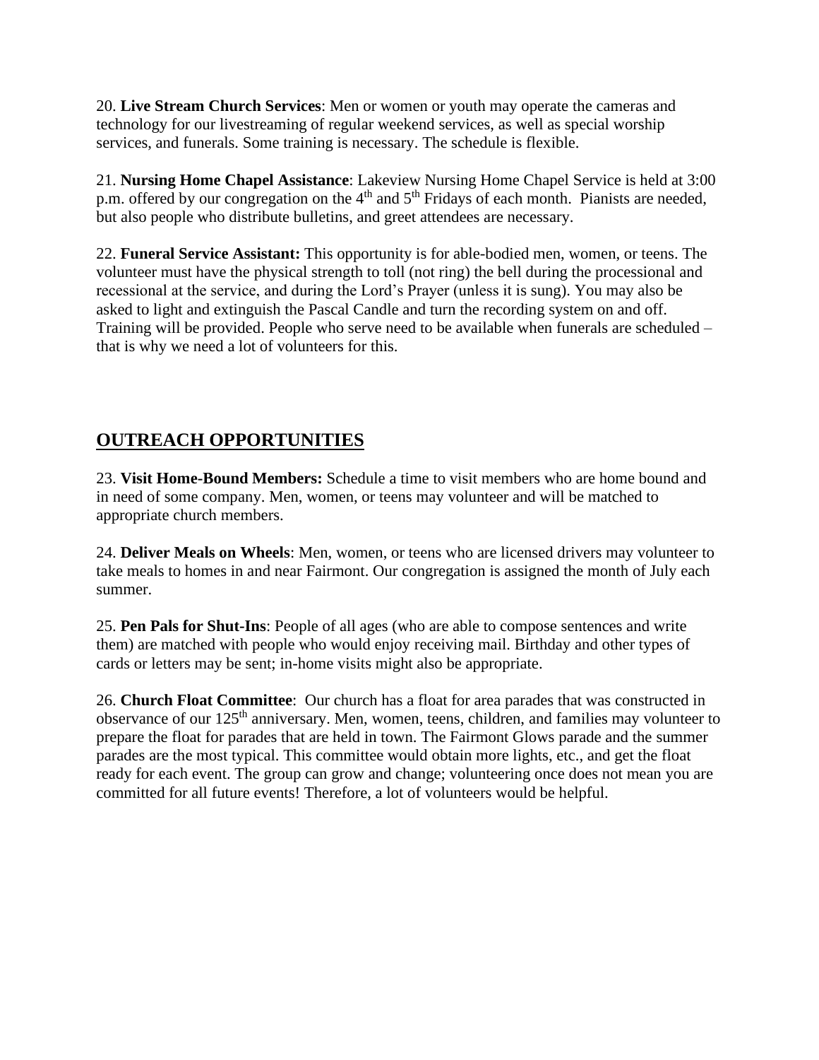20. **Live Stream Church Services**: Men or women or youth may operate the cameras and technology for our livestreaming of regular weekend services, as well as special worship services, and funerals. Some training is necessary. The schedule is flexible.

21. **Nursing Home Chapel Assistance**: Lakeview Nursing Home Chapel Service is held at 3:00 p.m. offered by our congregation on the 4th and 5th Fridays of each month. Pianists are needed, but also people who distribute bulletins, and greet attendees are necessary.

22. **Funeral Service Assistant:** This opportunity is for able-bodied men, women, or teens. The volunteer must have the physical strength to toll (not ring) the bell during the processional and recessional at the service, and during the Lord's Prayer (unless it is sung). You may also be asked to light and extinguish the Pascal Candle and turn the recording system on and off. Training will be provided. People who serve need to be available when funerals are scheduled – that is why we need a lot of volunteers for this.

## OUTREACH OPPORTUNITIES

23. **Visit Home-Bound Members:** Schedule a time to visit members who are home bound and in need of some company. Men, women, or teens may volunteer and will be matched to appropriate church members.

24. **Deliver Meals on Wheels**: Men, women, or teens who are licensed drivers may volunteer to take meals to homes in and near Fairmont. Our congregation is assigned the month of July each summer.

25. **Pen Pals for Shut-Ins**: People of all ages (who are able to compose sentences and write them) are matched with people who would enjoy receiving mail. Birthday and other types of cards or letters may be sent; in-home visits might also be appropriate.

26. **Church Float Committee**: Our church has a float for area parades that was constructed in observance of our 125th anniversary. Men, women, teens, children, and families may volunteer to prepare the float for parades that are held in town. The Fairmont Glows parade and the summer parades are the most typical. This committee would obtain more lights, etc., and get the float ready for each event. The group can grow and change; volunteering once does not mean you are committed for all future events! Therefore, a lot of volunteers would be helpful.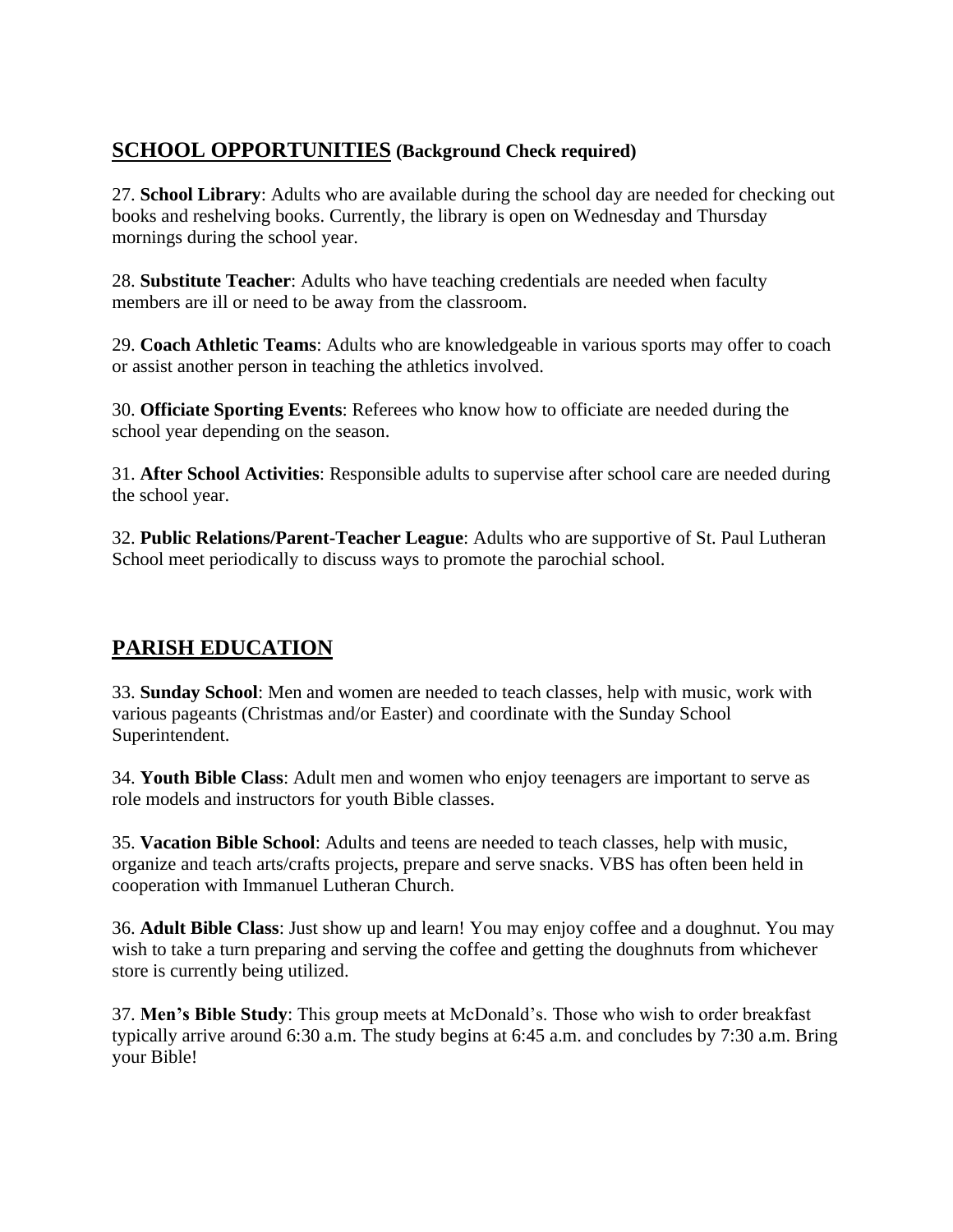## SCHOOL OPPORTUNITIES (Background Check required)

27. **School Library**: Adults who are available during the school day are needed for checking out books and reshelving books. Currently, the library is open on Wednesday and Thursday mornings during the school year.

28. **Substitute Teacher**: Adults who have teaching credentials are needed when faculty members are ill or need to be away from the classroom.

29. **Coach Athletic Teams**: Adults who are knowledgeable in various sports may offer to coach or assist another person in teaching the athletics involved.

30. **Officiate Sporting Events**: Referees who know how to officiate are needed during the school year depending on the season.

31. **After School Activities**: Responsible adults to supervise after school care are needed during the school year.

32. **Public Relations/Parent-Teacher League**: Adults who are supportive of St. Paul Lutheran School meet periodically to discuss ways to promote the parochial school.

## PARISH EDUCATION

33. **Sunday School**: Men and women are needed to teach classes, help with music, work with various pageants (Christmas and/or Easter) and coordinate with the Sunday School Superintendent.

34. **Youth Bible Class**: Adult men and women who enjoy teenagers are important to serve as role models and instructors for youth Bible classes.

35. **Vacation Bible School**: Adults and teens are needed to teach classes, help with music, organize and teach arts/crafts projects, prepare and serve snacks. VBS has often been held in cooperation with Immanuel Lutheran Church.

36. **Adult Bible Class**: Just show up and learn! You may enjoy coffee and a doughnut. You may wish to take a turn preparing and serving the coffee and getting the doughnuts from whichever store is currently being utilized.

37. **Men's Bible Study**: This group meets at McDonald's. Those who wish to order breakfast typically arrive around 6:30 a.m. The study begins at 6:45 a.m. and concludes by 7:30 a.m. Bring your Bible!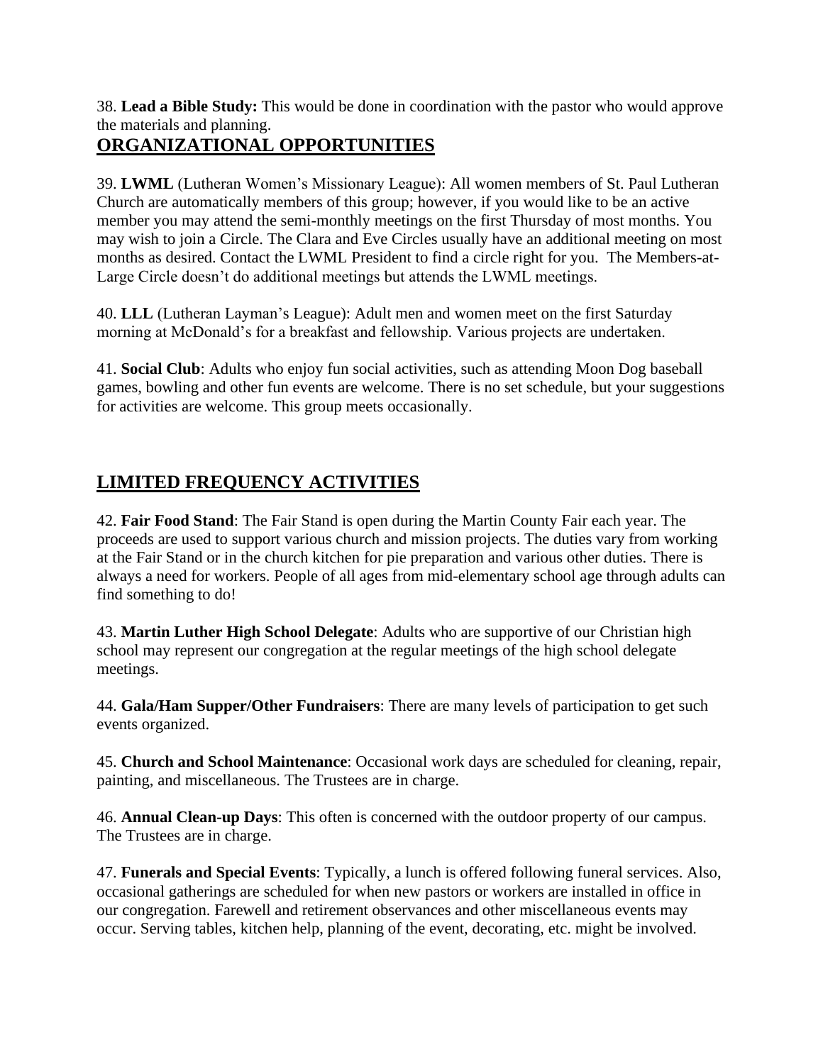38. **Lead a Bible Study:** This would be done in coordination with the pastor who would approve the materials and planning.

## ORGANIZATIONAL OPPORTUNITIES

39. **LWML** (Lutheran Women's Missionary League): All women members of St. Paul Lutheran Church are automatically members of this group; however, if you would like to be an active member you may attend the semi-monthly meetings on the first Thursday of most months. You may wish to join a Circle. The Clara and Eve Circles usually have an additional meeting on most months as desired. Contact the LWML President to find a circle right for you. The Members-at-Large Circle doesn't do additional meetings but attends the LWML meetings.

40. **LLL** (Lutheran Layman's League): Adult men and women meet on the first Saturday morning at McDonald's for a breakfast and fellowship. Various projects are undertaken.

41. **Social Club**: Adults who enjoy fun social activities, such as attending Moon Dog baseball games, bowling and other fun events are welcome. There is no set schedule, but your suggestions for activities are welcome. This group meets occasionally.

## LIMITED FREQUENCY ACTIVITIES

42. **Fair Food Stand**: The Fair Stand is open during the Martin County Fair each year. The proceeds are used to support various church and mission projects. The duties vary from working at the Fair Stand or in the church kitchen for pie preparation and various other duties. There is always a need for workers. People of all ages from mid-elementary school age through adults can find something to do!

43. **Martin Luther High School Delegate**: Adults who are supportive of our Christian high school may represent our congregation at the regular meetings of the high school delegate meetings.

44. **Gala/Ham Supper/Other Fundraisers**: There are many levels of participation to get such events organized.

45. **Church and School Maintenance**: Occasional work days are scheduled for cleaning, repair, painting, and miscellaneous. The Trustees are in charge.

46. **Annual Clean-up Days**: This often is concerned with the outdoor property of our campus. The Trustees are in charge.

47. **Funerals and Special Events**: Typically, a lunch is offered following funeral services. Also, occasional gatherings are scheduled for when new pastors or workers are installed in office in our congregation. Farewell and retirement observances and other miscellaneous events may occur. Serving tables, kitchen help, planning of the event, decorating, etc. might be involved.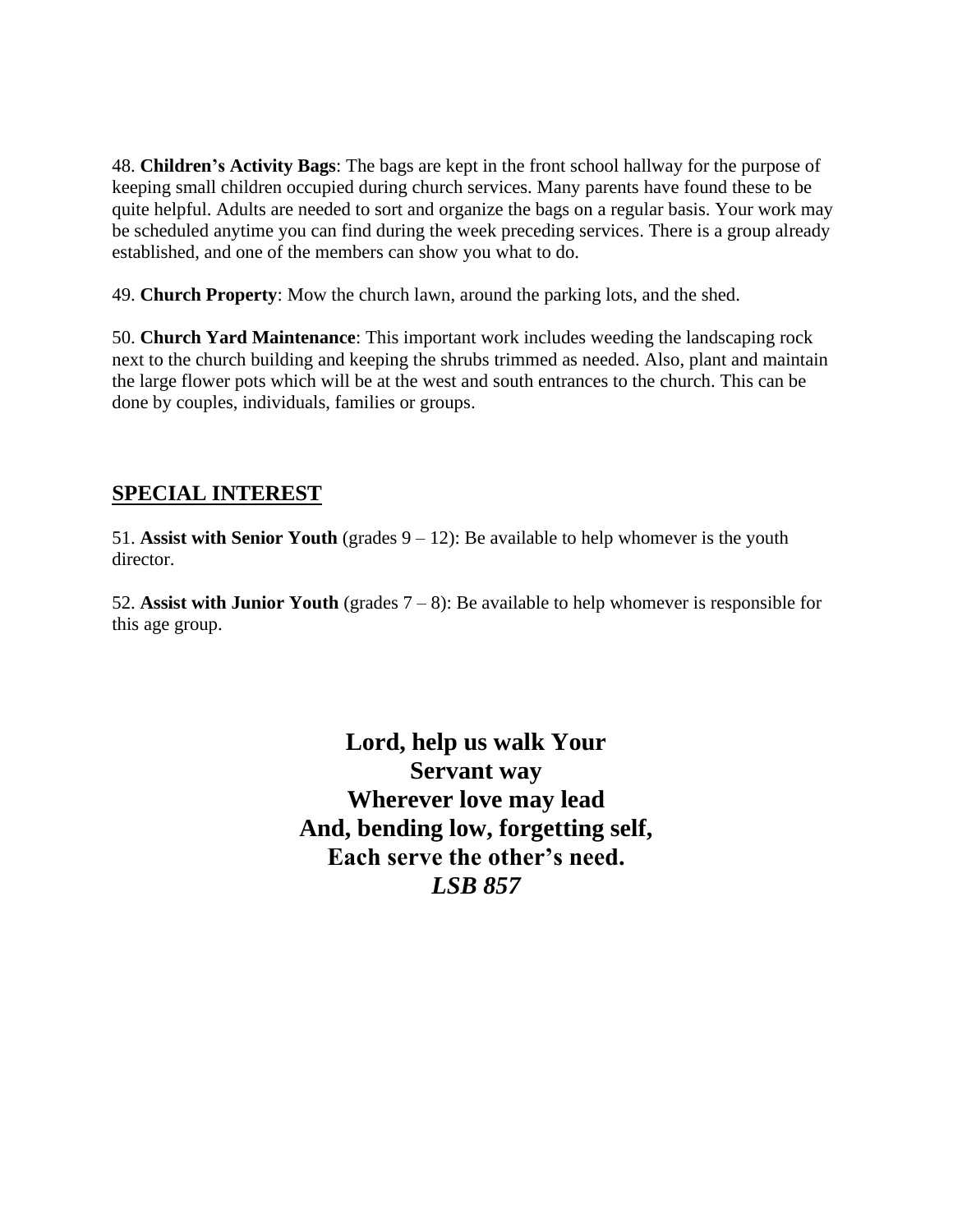48. **Children's Activity Bags**: The bags are kept in the front school hallway for the purpose of keeping small children occupied during church services. Many parents have found these to be quite helpful. Adults are needed to sort and organize the bags on a regular basis. Your work may be scheduled anytime you can find during the week preceding services. There is a group already established, and one of the members can show you what to do.

49. **Church Property**: Mow the church lawn, around the parking lots, and the shed.

50. **Church Yard Maintenance**: This important work includes weeding the landscaping rock next to the church building and keeping the shrubs trimmed as needed. Also, plant and maintain the large flower pots which will be at the west and south entrances to the church. This can be done by couples, individuals, families or groups.

## SPECIAL INTEREST

51. **Assist with Senior Youth** (grades 9 – 12): Be available to help whomever is the youth director.

52. **Assist with Junior Youth** (grades 7 – 8): Be available to help whomever is responsible for this age group.

**Lord, help us walk Your**
**Servant way**
**Wherever love may lead**
**And, bending low, forgetting self,**
**Each serve the other's need.**
***LSB 857***